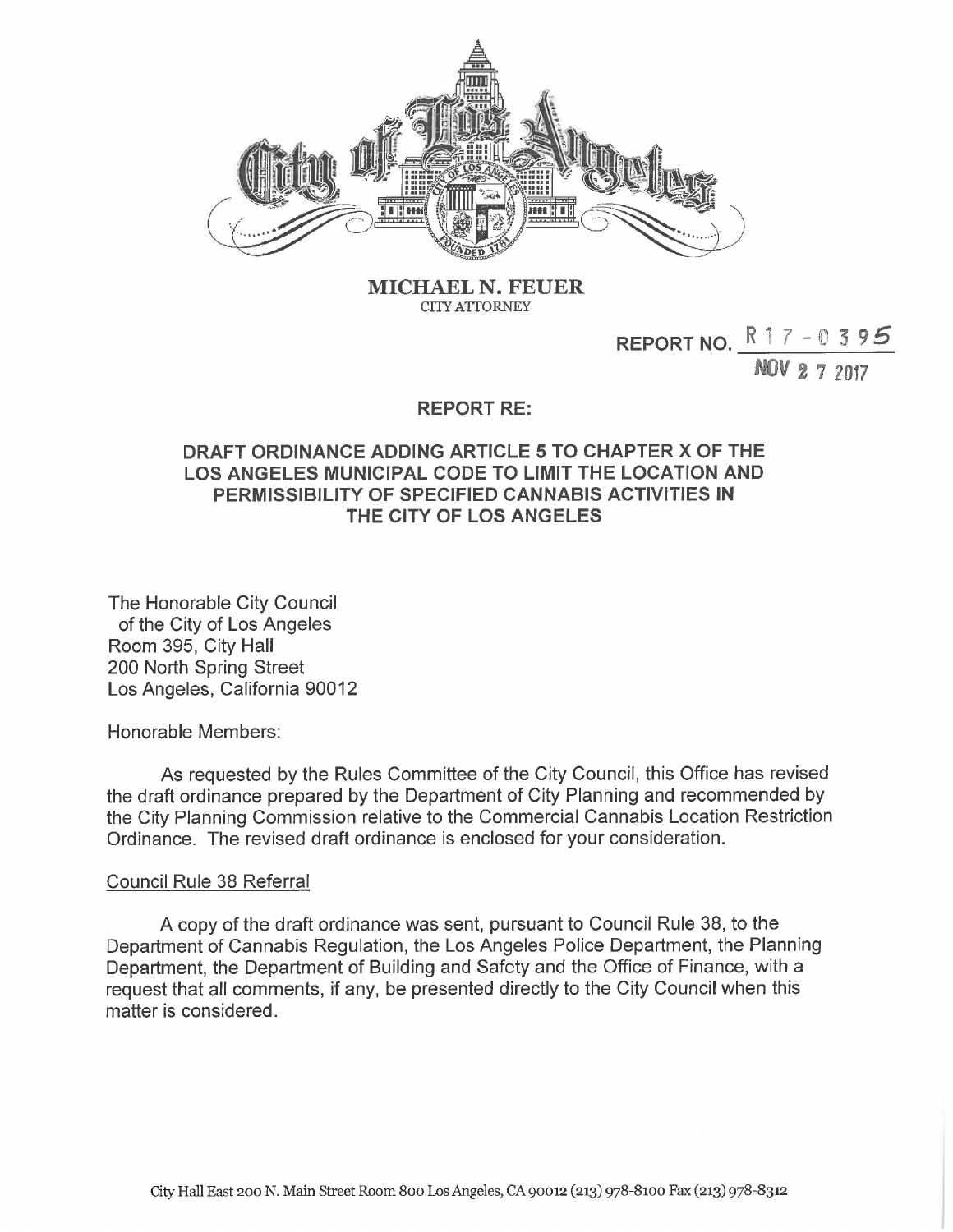**MICHAEL N. FEUER**
CITY ATTORNEY

REPORT NO. R 17 - 0395

NOV 27 2017

## REPORT RE:

## DRAFT ORDINANCE ADDING ARTICLE 5 TO CHAPTER X OF THE LOS ANGELES MUNICIPAL CODE TO LIMIT THE LOCATION AND PERMISSIBILITY OF SPECIFIED CANNABIS ACTIVITIES IN THE CITY OF LOS ANGELES

The Honorable City Council
of the City of Los Angeles
Room 395, City Hall
200 North Spring Street
Los Angeles, California 90012

Honorable Members:

As requested by the Rules Committee of the City Council, this Office has revised the draft ordinance prepared by the Department of City Planning and recommended by the City Planning Commission relative to the Commercial Cannabis Location Restriction Ordinance. The revised draft ordinance is enclosed for your consideration.

Council Rule 38 Referral

A copy of the draft ordinance was sent, pursuant to Council Rule 38, to the Department of Cannabis Regulation, the Los Angeles Police Department, the Planning Department, the Department of Building and Safety and the Office of Finance, with a request that all comments, if any, be presented directly to the City Council when this matter is considered.

City Hall East 200 N. Main Street Room 800 Los Angeles, CA 90012 (213) 978-8100 Fax (213) 978-8312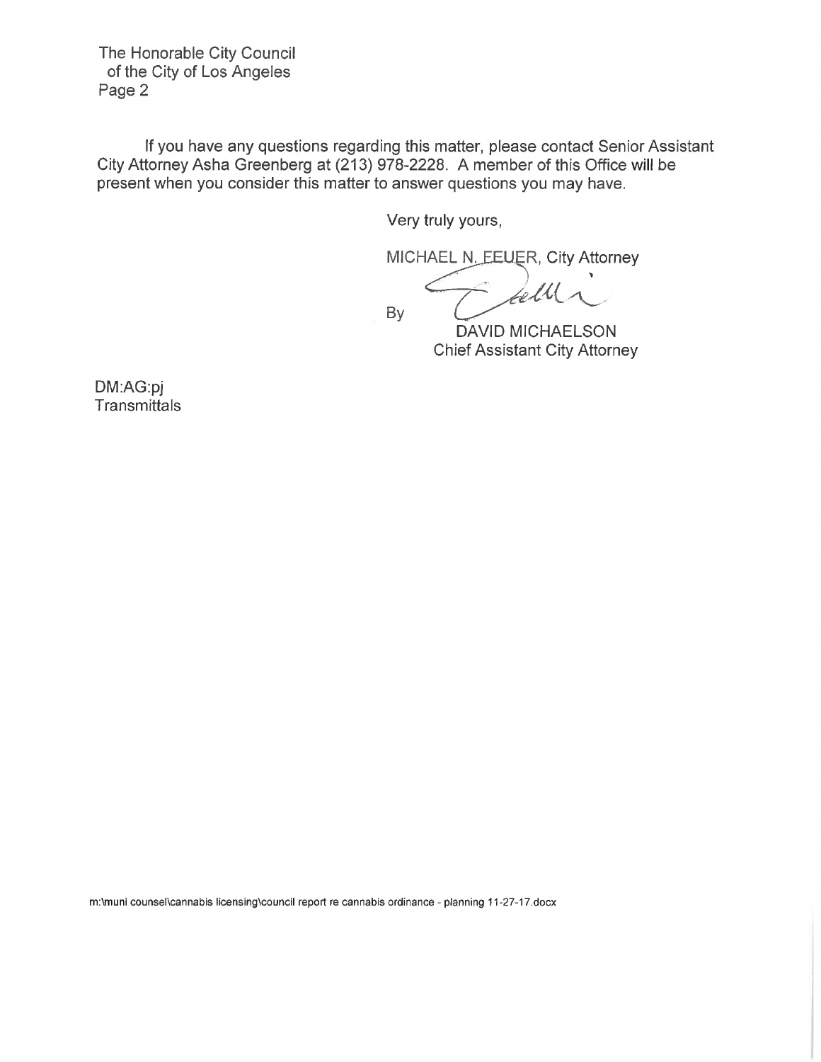The Honorable City Council
of the City of Los Angeles

If you have any questions regarding this matter, please contact Senior Assistant City Attorney Asha Greenberg at (213) 978-2228. A member of this Office will be present when you consider this matter to answer questions you may have.

Very truly yours,

MICHAEL N. FEUER, City Attorney

By

DAVID MICHAELSON
Chief Assistant City Attorney

DM:AG:pj
Transmittals

m:\muni counsel\cannabis licensing\council report re cannabis ordinance - planning 11-27-17.docx